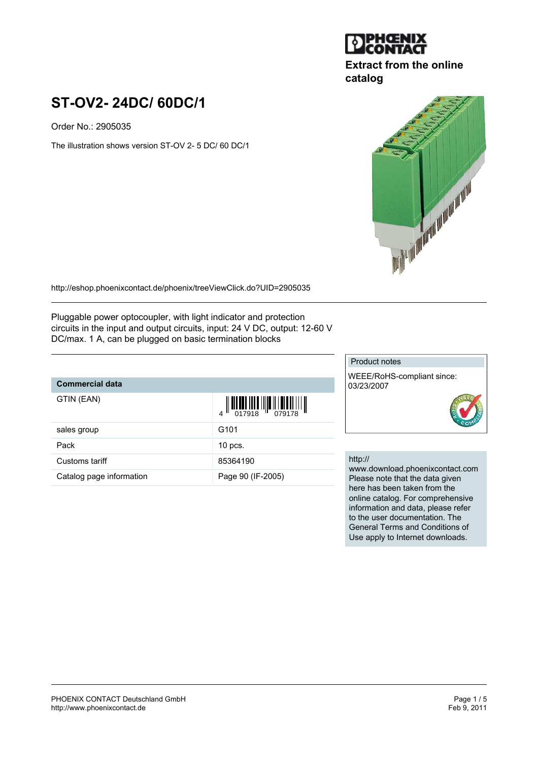Extract from the online catalog

# ST-OV2- 24DC/ 60DC/1

Order No.: 2905035

The illustration shows version ST-OV 2- 5 DC/ 60 DC/1

http://eshop.phoenixcontact.de/phoenix/treeViewClick.do?UID=2905035

Pluggable power optocoupler, with light indicator and protection circuits in the input and output circuits, input: 24 V DC, output: 12-60 V DC/max. 1 A, can be plugged on basic termination blocks

| Commercial data | |
|---|---|
| GTIN (EAN) | 4 017918 079178 |
| sales group | G101 |
| Pack | 10 pcs. |
| Customs tariff | 85364190 |
| Catalog page information | Page 90 (IF-2005) |

Product notes

WEEE/RoHS-compliant since: 03/23/2007

http://www.download.phoenixcontact.com
Please note that the data given here has been taken from the online catalog. For comprehensive information and data, please refer to the user documentation. The General Terms and Conditions of Use apply to Internet downloads.

PHOENIX CONTACT Deutschland GmbH
http://www.phoenixcontact.de

Feb 9, 2011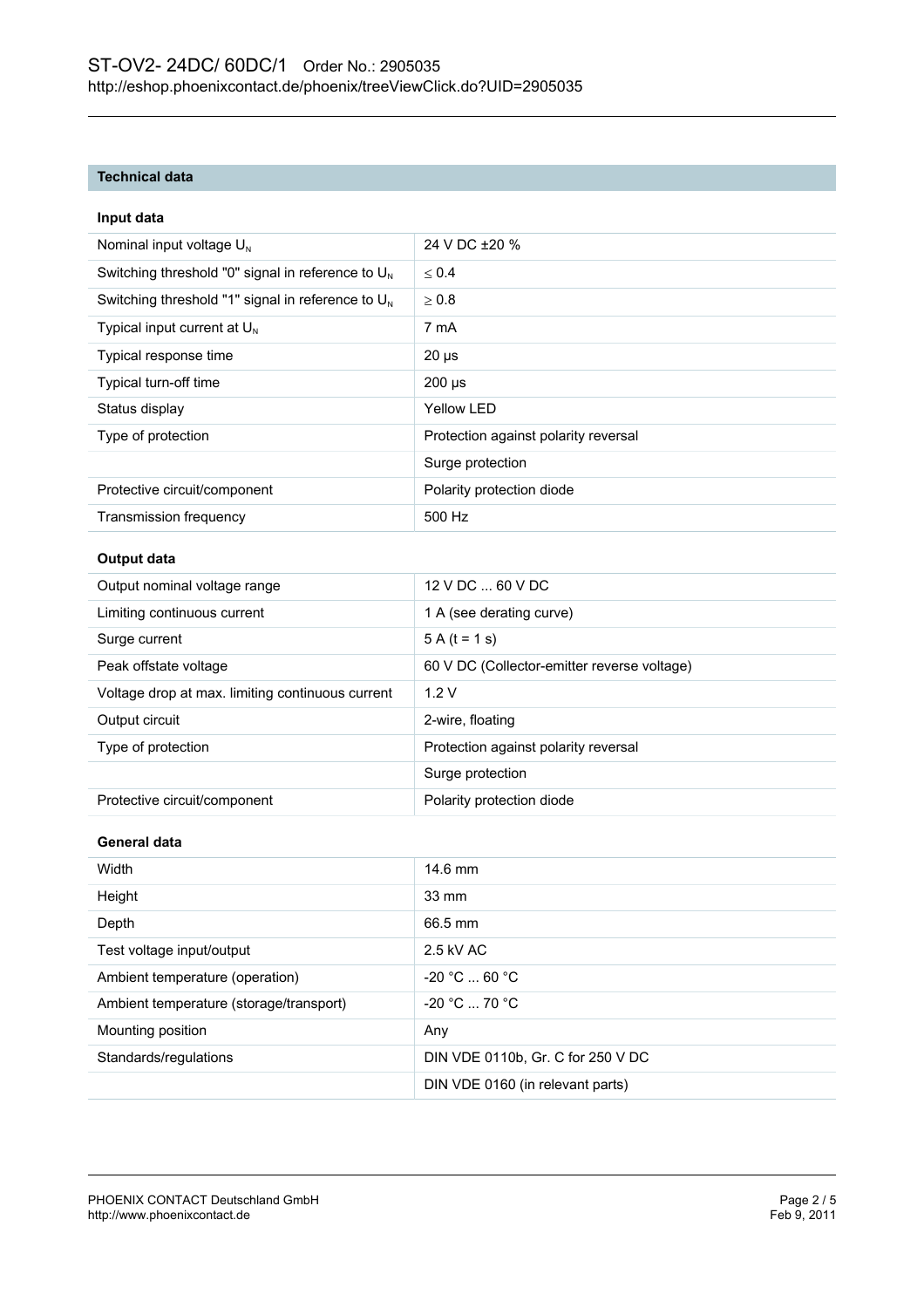## Technical data

### Input data

| | |
|---|---|
| Nominal input voltage $U_N$ | 24 V DC ±20 % |
| Switching threshold "0" signal in reference to $U_N$ | ≤ 0.4 |
| Switching threshold "1" signal in reference to $U_N$ | ≥ 0.8 |
| Typical input current at $U_N$ | 7 mA |
| Typical response time | 20 µs |
| Typical turn-off time | 200 µs |
| Status display | Yellow LED |
| Type of protection | Protection against polarity reversal |
| | Surge protection |
| Protective circuit/component | Polarity protection diode |
| Transmission frequency | 500 Hz |

### Output data

| | |
|---|---|
| Output nominal voltage range | 12 V DC ... 60 V DC |
| Limiting continuous current | 1 A (see derating curve) |
| Surge current | 5 A (t = 1 s) |
| Peak offstate voltage | 60 V DC (Collector-emitter reverse voltage) |
| Voltage drop at max. limiting continuous current | 1.2 V |
| Output circuit | 2-wire, floating |
| Type of protection | Protection against polarity reversal |
| | Surge protection |
| Protective circuit/component | Polarity protection diode |

### General data

| | |
|---|---|
| Width | 14.6 mm |
| Height | 33 mm |
| Depth | 66.5 mm |
| Test voltage input/output | 2.5 kV AC |
| Ambient temperature (operation) | -20 °C ... 60 °C |
| Ambient temperature (storage/transport) | -20 °C ... 70 °C |
| Mounting position | Any |
| Standards/regulations | DIN VDE 0110b, Gr. C for 250 V DC |
| | DIN VDE 0160 (in relevant parts) |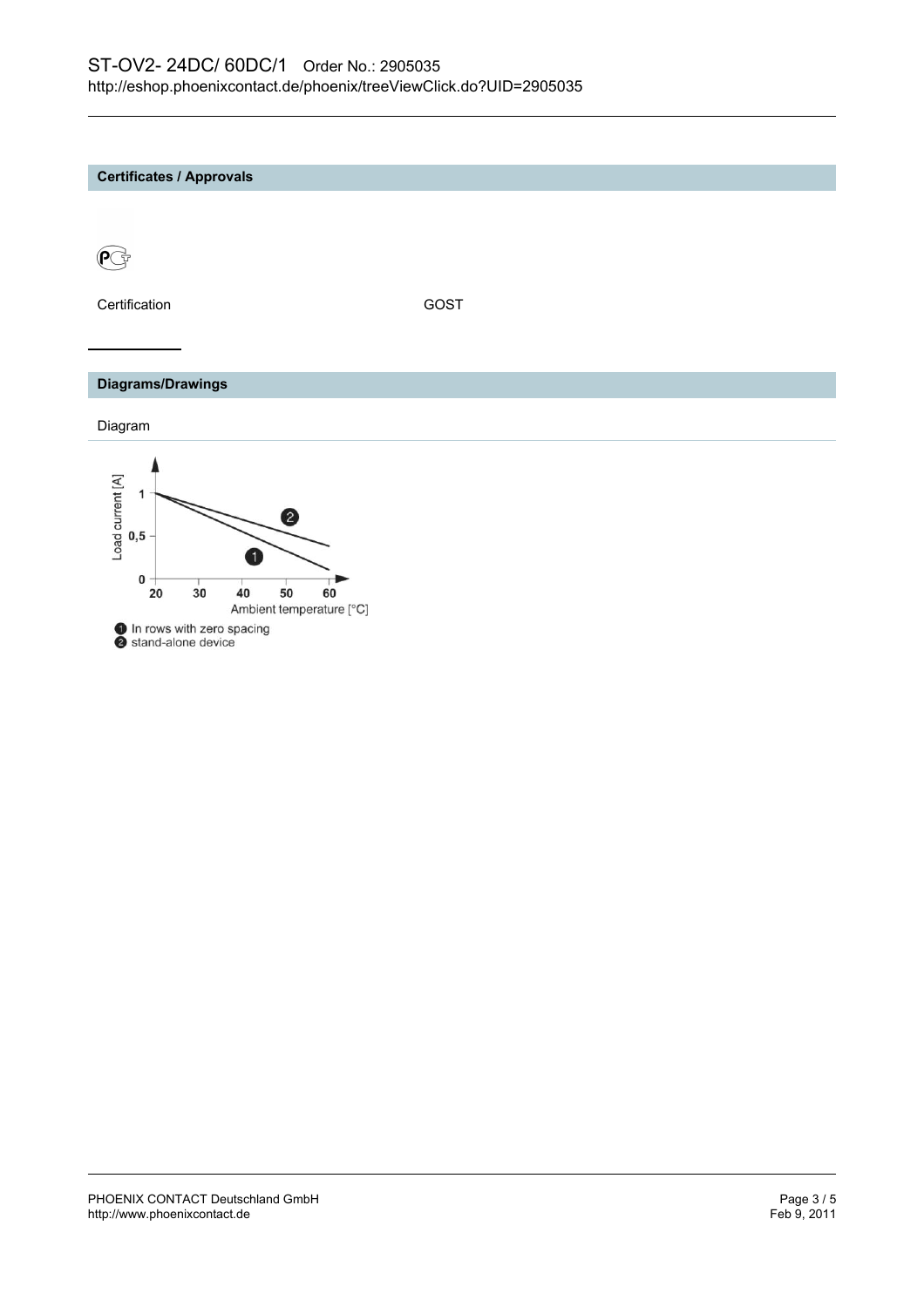## Certificates / Approvals

| Certification | GOST |
|---|---|

## Diagrams/Drawings

Diagram

Load current [A]

1

0,5

0

20 30 40 50 60

Ambient temperature [°C]

1 In rows with zero spacing
2 stand-alone device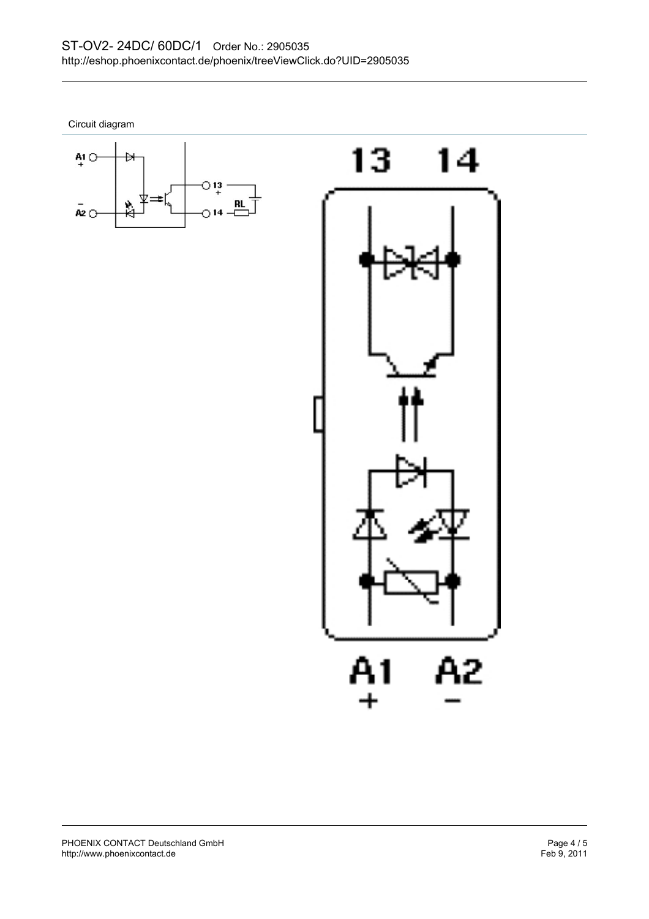Circuit diagram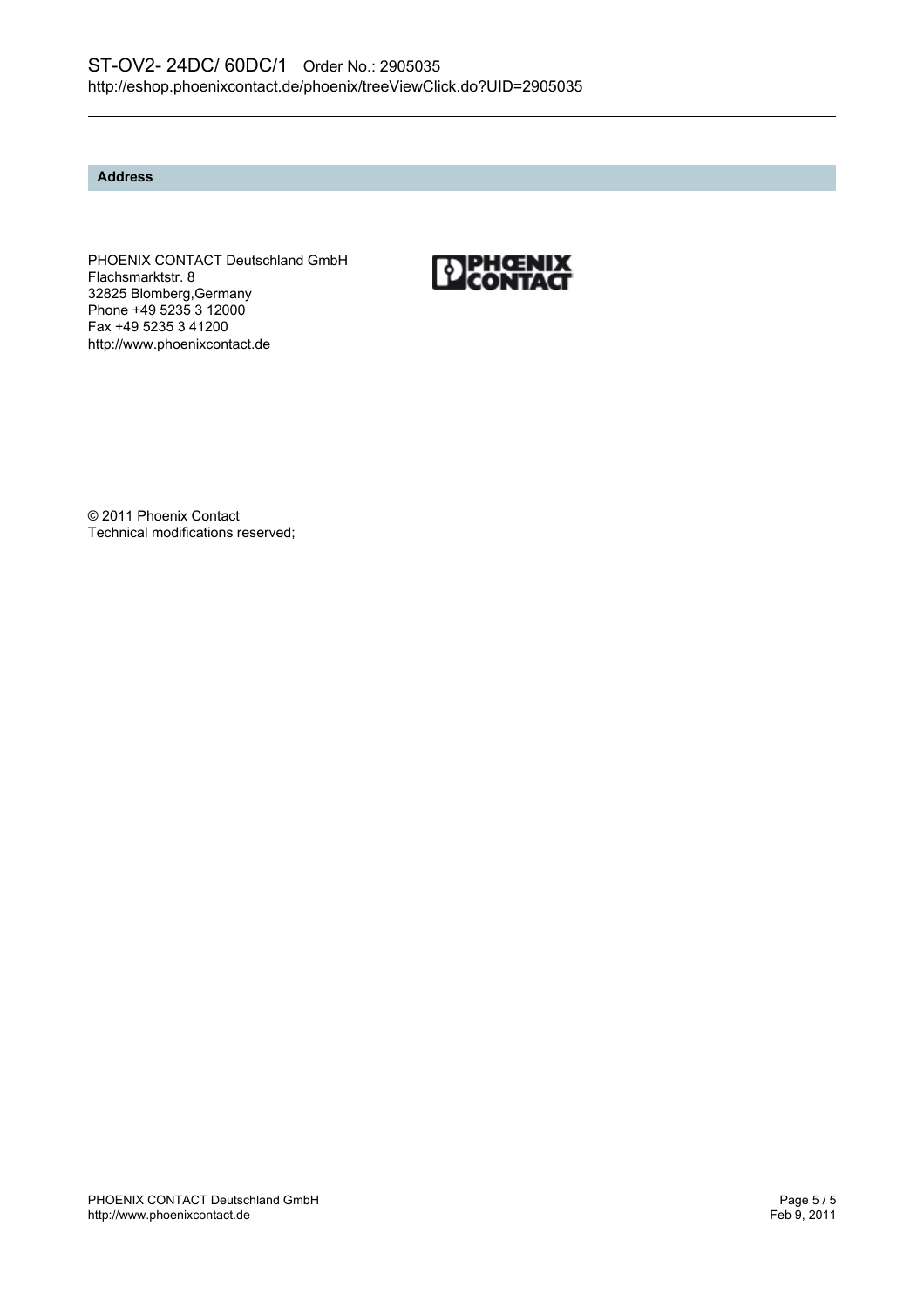## Address

PHOENIX CONTACT Deutschland GmbH
Flachsmarktstr. 8
32825 Blomberg,Germany
Phone +49 5235 3 12000
Fax +49 5235 3 41200
http://www.phoenixcontact.de

© 2011 Phoenix Contact
Technical modifications reserved;